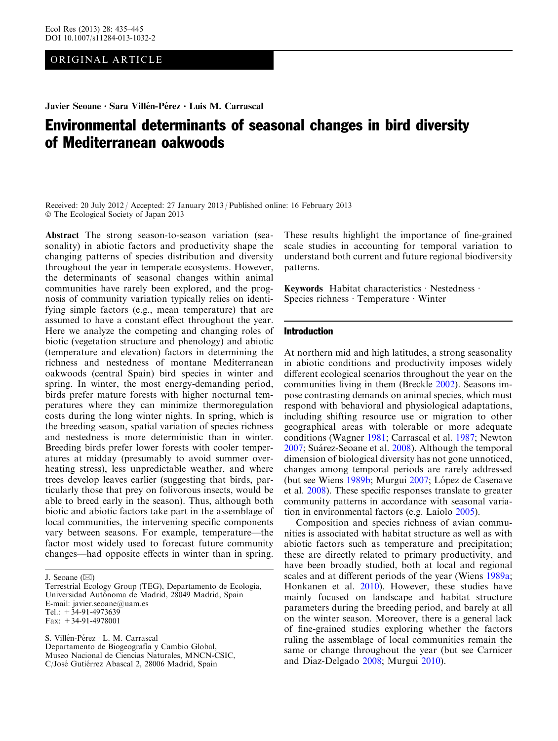ORIGINAL ARTICLE

Javier Seoane · Sara Villén-Pérez · Luis M. Carrascal

# Environmental determinants of seasonal changes in bird diversity of Mediterranean oakwoods

Received: 20 July 2012 / Accepted: 27 January 2013 / Published online: 16 February 2013
© The Ecological Society of Japan 2013

**Abstract** The strong season-to-season variation (seasonality) in abiotic factors and productivity shape the changing patterns of species distribution and diversity throughout the year in temperate ecosystems. However, the determinants of seasonal changes within animal communities have rarely been explored, and the prognosis of community variation typically relies on identifying simple factors (e.g., mean temperature) that are assumed to have a constant effect throughout the year. Here we analyze the competing and changing roles of biotic (vegetation structure and phenology) and abiotic (temperature and elevation) factors in determining the richness and nestedness of montane Mediterranean oakwoods (central Spain) bird species in winter and spring. In winter, the most energy-demanding period, birds prefer mature forests with higher nocturnal temperatures where they can minimize thermoregulation costs during the long winter nights. In spring, which is the breeding season, spatial variation of species richness and nestedness is more deterministic than in winter. Breeding birds prefer lower forests with cooler temperatures at midday (presumably to avoid summer overheating stress), less unpredictable weather, and where trees develop leaves earlier (suggesting that birds, particularly those that prey on folivorous insects, would be able to breed early in the season). Thus, although both biotic and abiotic factors take part in the assemblage of local communities, the intervening specific components vary between seasons. For example, temperature—the factor most widely used to forecast future community changes—had opposite effects in winter than in spring. These results highlight the importance of fine-grained scale studies in accounting for temporal variation to understand both current and future regional biodiversity patterns.

**Keywords** Habitat characteristics · Nestedness · Species richness · Temperature · Winter

J. Seoane (✉)
Terrestrial Ecology Group (TEG), Departamento de Ecología, Universidad Autónoma de Madrid, 28049 Madrid, Spain
E-mail: javier.seoane@uam.es
Tel.: +34-91-4973639
Fax: +34-91-4978001

S. Villén-Pérez · L. M. Carrascal
Departamento de Biogeografía y Cambio Global, Museo Nacional de Ciencias Naturales, MNCN-CSIC, C/José Gutiérrez Abascal 2, 28006 Madrid, Spain

## Introduction

At northern mid and high latitudes, a strong seasonality in abiotic conditions and productivity imposes widely different ecological scenarios throughout the year on the communities living in them (Breckle 2002). Seasons impose contrasting demands on animal species, which must respond with behavioral and physiological adaptations, including shifting resource use or migration to other geographical areas with tolerable or more adequate conditions (Wagner 1981; Carrascal et al. 1987; Newton 2007; Suárez-Seoane et al. 2008). Although the temporal dimension of biological diversity has not gone unnoticed, changes among temporal periods are rarely addressed (but see Wiens 1989b; Murgui 2007; López de Casenave et al. 2008). These specific responses translate to greater community patterns in accordance with seasonal variation in environmental factors (e.g. Laiolo 2005).

Composition and species richness of avian communities is associated with habitat structure as well as with abiotic factors such as temperature and precipitation; these are directly related to primary productivity, and have been broadly studied, both at local and regional scales and at different periods of the year (Wiens 1989a; Honkanen et al. 2010). However, these studies have mainly focused on landscape and habitat structure parameters during the breeding period, and barely at all on the winter season. Moreover, there is a general lack of fine-grained studies exploring whether the factors ruling the assemblage of local communities remain the same or change throughout the year (but see Carnicer and Díaz-Delgado 2008; Murgui 2010).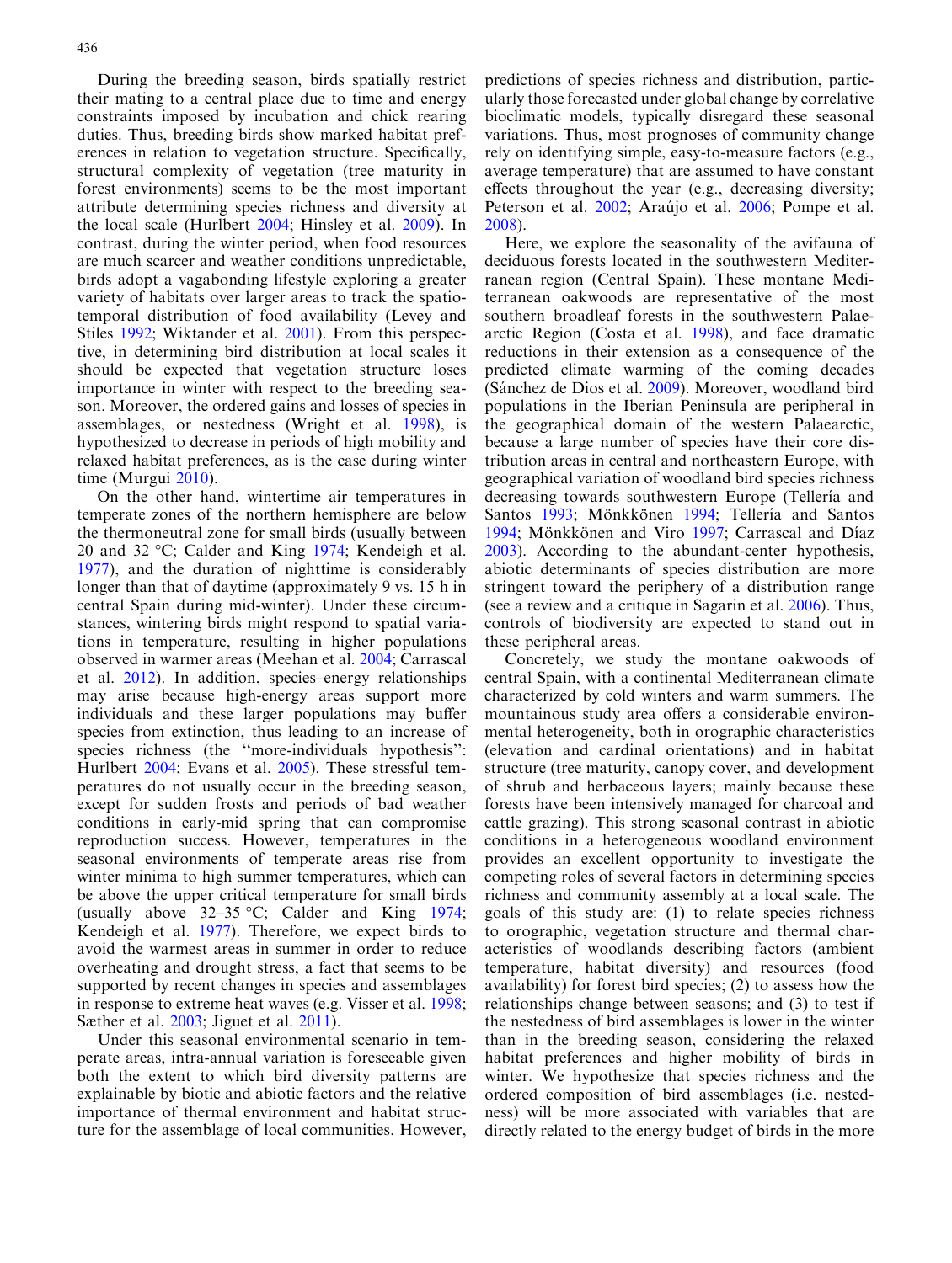During the breeding season, birds spatially restrict their mating to a central place due to time and energy constraints imposed by incubation and chick rearing duties. Thus, breeding birds show marked habitat preferences in relation to vegetation structure. Specifically, structural complexity of vegetation (tree maturity in forest environments) seems to be the most important attribute determining species richness and diversity at the local scale (Hurlbert 2004; Hinsley et al. 2009). In contrast, during the winter period, when food resources are much scarcer and weather conditions unpredictable, birds adopt a vagabonding lifestyle exploring a greater variety of habitats over larger areas to track the spatio-temporal distribution of food availability (Levey and Stiles 1992; Wiktander et al. 2001). From this perspective, in determining bird distribution at local scales it should be expected that vegetation structure loses importance in winter with respect to the breeding season. Moreover, the ordered gains and losses of species in assemblages, or nestedness (Wright et al. 1998), is hypothesized to decrease in periods of high mobility and relaxed habitat preferences, as is the case during winter time (Murgui 2010).

On the other hand, wintertime air temperatures in temperate zones of the northern hemisphere are below the thermoneutral zone for small birds (usually between 20 and 32 °C; Calder and King 1974; Kendeigh et al. 1977), and the duration of nighttime is considerably longer than that of daytime (approximately 9 vs. 15 h in central Spain during mid-winter). Under these circumstances, wintering birds might respond to spatial variations in temperature, resulting in higher populations observed in warmer areas (Meehan et al. 2004; Carrascal et al. 2012). In addition, species–energy relationships may arise because high-energy areas support more individuals and these larger populations may buffer species from extinction, thus leading to an increase of species richness (the "more-individuals hypothesis": Hurlbert 2004; Evans et al. 2005). These stressful temperatures do not usually occur in the breeding season, except for sudden frosts and periods of bad weather conditions in early-mid spring that can compromise reproduction success. However, temperatures in the seasonal environments of temperate areas rise from winter minima to high summer temperatures, which can be above the upper critical temperature for small birds (usually above 32–35 °C; Calder and King 1974; Kendeigh et al. 1977). Therefore, we expect birds to avoid the warmest areas in summer in order to reduce overheating and drought stress, a fact that seems to be supported by recent changes in species and assemblages in response to extreme heat waves (e.g. Visser et al. 1998; Sæther et al. 2003; Jiguet et al. 2011).

Under this seasonal environmental scenario in temperate areas, intra-annual variation is foreseeable given both the extent to which bird diversity patterns are explainable by biotic and abiotic factors and the relative importance of thermal environment and habitat structure for the assemblage of local communities. However, predictions of species richness and distribution, particularly those forecasted under global change by correlative bioclimatic models, typically disregard these seasonal variations. Thus, most prognoses of community change rely on identifying simple, easy-to-measure factors (e.g., average temperature) that are assumed to have constant effects throughout the year (e.g., decreasing diversity; Peterson et al. 2002; Araújo et al. 2006; Pompe et al. 2008).

Here, we explore the seasonality of the avifauna of deciduous forests located in the southwestern Mediterranean region (Central Spain). These montane Mediterranean oakwoods are representative of the most southern broadleaf forests in the southwestern Palaearctic Region (Costa et al. 1998), and face dramatic reductions in their extension as a consequence of the predicted climate warming of the coming decades (Sánchez de Dios et al. 2009). Moreover, woodland bird populations in the Iberian Peninsula are peripheral in the geographical domain of the western Palaearctic, because a large number of species have their core distribution areas in central and northeastern Europe, with geographical variation of woodland bird species richness decreasing towards southwestern Europe (Tellería and Santos 1993; Mönkkönen 1994; Tellería and Santos 1994; Mönkkönen and Viro 1997; Carrascal and Díaz 2003). According to the abundant-center hypothesis, abiotic determinants of species distribution are more stringent toward the periphery of a distribution range (see a review and a critique in Sagarin et al. 2006). Thus, controls of biodiversity are expected to stand out in these peripheral areas.

Concretely, we study the montane oakwoods of central Spain, with a continental Mediterranean climate characterized by cold winters and warm summers. The mountainous study area offers a considerable environmental heterogeneity, both in orographic characteristics (elevation and cardinal orientations) and in habitat structure (tree maturity, canopy cover, and development of shrub and herbaceous layers; mainly because these forests have been intensively managed for charcoal and cattle grazing). This strong seasonal contrast in abiotic conditions in a heterogeneous woodland environment provides an excellent opportunity to investigate the competing roles of several factors in determining species richness and community assembly at a local scale. The goals of this study are: (1) to relate species richness to orographic, vegetation structure and thermal characteristics of woodlands describing factors (ambient temperature, habitat diversity) and resources (food availability) for forest bird species; (2) to assess how the relationships change between seasons; and (3) to test if the nestedness of bird assemblages is lower in the winter than in the breeding season, considering the relaxed habitat preferences and higher mobility of birds in winter. We hypothesize that species richness and the ordered composition of bird assemblages (i.e. nestedness) will be more associated with variables that are directly related to the energy budget of birds in the more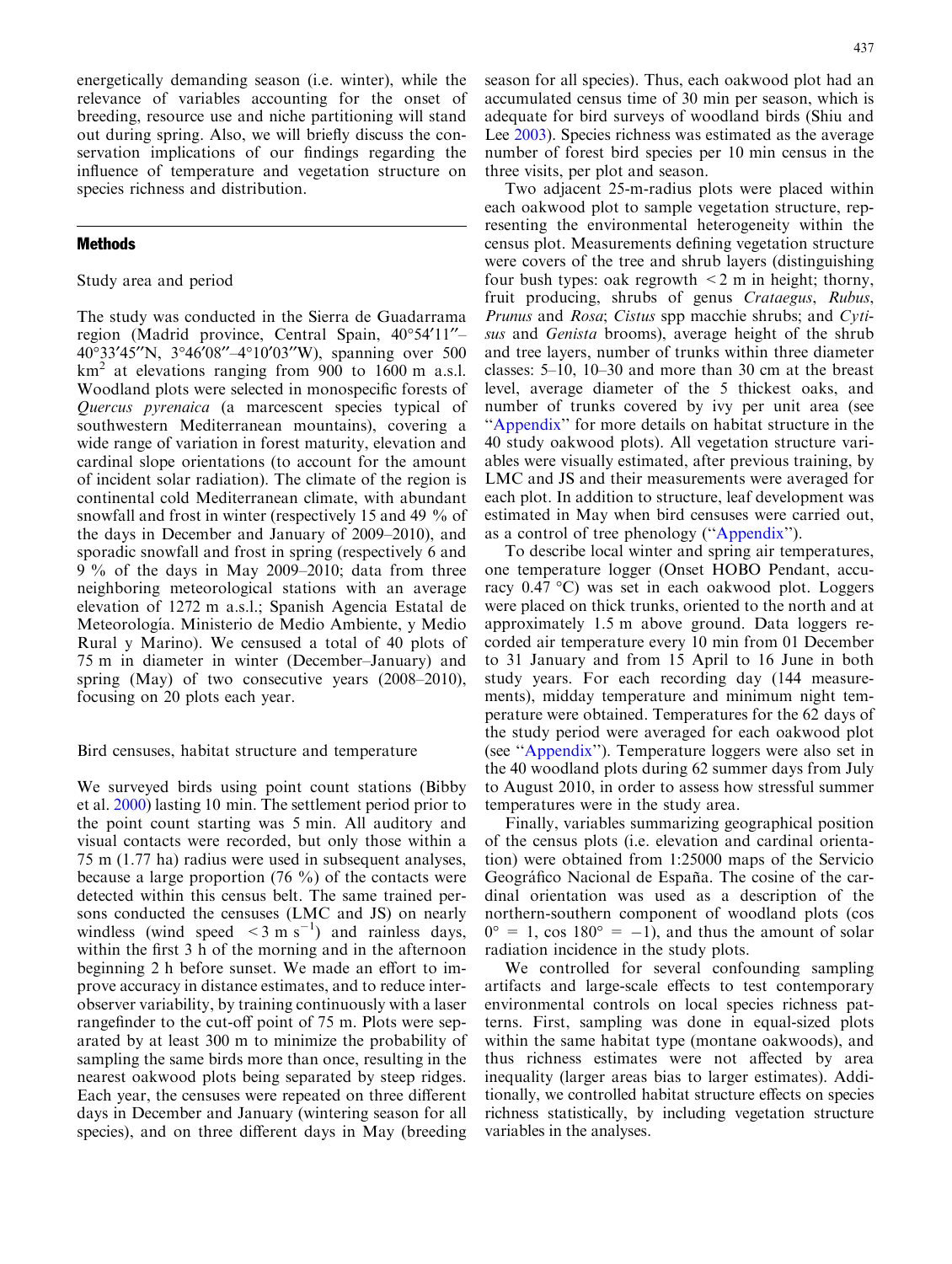energetically demanding season (i.e. winter), while the relevance of variables accounting for the onset of breeding, resource use and niche partitioning will stand out during spring. Also, we will briefly discuss the conservation implications of our findings regarding the influence of temperature and vegetation structure on species richness and distribution.

## Methods

### Study area and period

The study was conducted in the Sierra de Guadarrama region (Madrid province, Central Spain, 40°54′11″–40°33′45″N, 3°46′08″–4°10′03″W), spanning over 500 $km^2$ at elevations ranging from 900 to 1600 m a.s.l. Woodland plots were selected in monospecific forests of *Quercus pyrenaica* (a marcescent species typical of southwestern Mediterranean mountains), covering a wide range of variation in forest maturity, elevation and cardinal slope orientations (to account for the amount of incident solar radiation). The climate of the region is continental cold Mediterranean climate, with abundant snowfall and frost in winter (respectively 15 and 49 % of the days in December and January of 2009–2010), and sporadic snowfall and frost in spring (respectively 6 and 9 % of the days in May 2009–2010; data from three neighboring meteorological stations with an average elevation of 1272 m a.s.l.; Spanish Agencia Estatal de Meteorología. Ministerio de Medio Ambiente, y Medio Rural y Marino). We censused a total of 40 plots of 75 m in diameter in winter (December–January) and spring (May) of two consecutive years (2008–2010), focusing on 20 plots each year.

### Bird censuses, habitat structure and temperature

We surveyed birds using point count stations (Bibby et al. 2000) lasting 10 min. The settlement period prior to the point count starting was 5 min. All auditory and visual contacts were recorded, but only those within a 75 m (1.77 ha) radius were used in subsequent analyses, because a large proportion (76 %) of the contacts were detected within this census belt. The same trained persons conducted the censuses (LMC and JS) on nearly windless (wind speed $< 3$ m $s^{-1}$) and rainless days, within the first 3 h of the morning and in the afternoon beginning 2 h before sunset. We made an effort to improve accuracy in distance estimates, and to reduce inter-observer variability, by training continuously with a laser rangefinder to the cut-off point of 75 m. Plots were separated by at least 300 m to minimize the probability of sampling the same birds more than once, resulting in the nearest oakwood plots being separated by steep ridges. Each year, the censuses were repeated on three different days in December and January (wintering season for all species), and on three different days in May (breeding season for all species). Thus, each oakwood plot had an accumulated census time of 30 min per season, which is adequate for bird surveys of woodland birds (Shiu and Lee 2003). Species richness was estimated as the average number of forest bird species per 10 min census in the three visits, per plot and season.

Two adjacent 25-m-radius plots were placed within each oakwood plot to sample vegetation structure, representing the environmental heterogeneity within the census plot. Measurements defining vegetation structure were covers of the tree and shrub layers (distinguishing four bush types: oak regrowth $< 2$ m in height; thorny, fruit producing, shrubs of genus *Crataegus*, *Rubus*, *Prunus* and *Rosa*; *Cistus* spp macchie shrubs; and *Cytisus* and *Genista* brooms), average height of the shrub and tree layers, number of trunks within three diameter classes: 5–10, 10–30 and more than 30 cm at the breast level, average diameter of the 5 thickest oaks, and number of trunks covered by ivy per unit area (see "Appendix" for more details on habitat structure in the 40 study oakwood plots). All vegetation structure variables were visually estimated, after previous training, by LMC and JS and their measurements were averaged for each plot. In addition to structure, leaf development was estimated in May when bird censuses were carried out, as a control of tree phenology ("Appendix").

To describe local winter and spring air temperatures, one temperature logger (Onset HOBO Pendant, accuracy 0.47 °C) was set in each oakwood plot. Loggers were placed on thick trunks, oriented to the north and at approximately 1.5 m above ground. Data loggers recorded air temperature every 10 min from 01 December to 31 January and from 15 April to 16 June in both study years. For each recording day (144 measurements), midday temperature and minimum night temperature were obtained. Temperatures for the 62 days of the study period were averaged for each oakwood plot (see "Appendix"). Temperature loggers were also set in the 40 woodland plots during 62 summer days from July to August 2010, in order to assess how stressful summer temperatures were in the study area.

Finally, variables summarizing geographical position of the census plots (i.e. elevation and cardinal orientation) were obtained from 1:25000 maps of the Servicio Geográfico Nacional de España. The cosine of the cardinal orientation was used as a description of the northern-southern component of woodland plots (cos $0° = 1$, cos $180° = -1$), and thus the amount of solar radiation incidence in the study plots.

We controlled for several confounding sampling artifacts and large-scale effects to test contemporary environmental controls on local species richness patterns. First, sampling was done in equal-sized plots within the same habitat type (montane oakwoods), and thus richness estimates were not affected by area inequality (larger areas bias to larger estimates). Additionally, we controlled habitat structure effects on species richness statistically, by including vegetation structure variables in the analyses.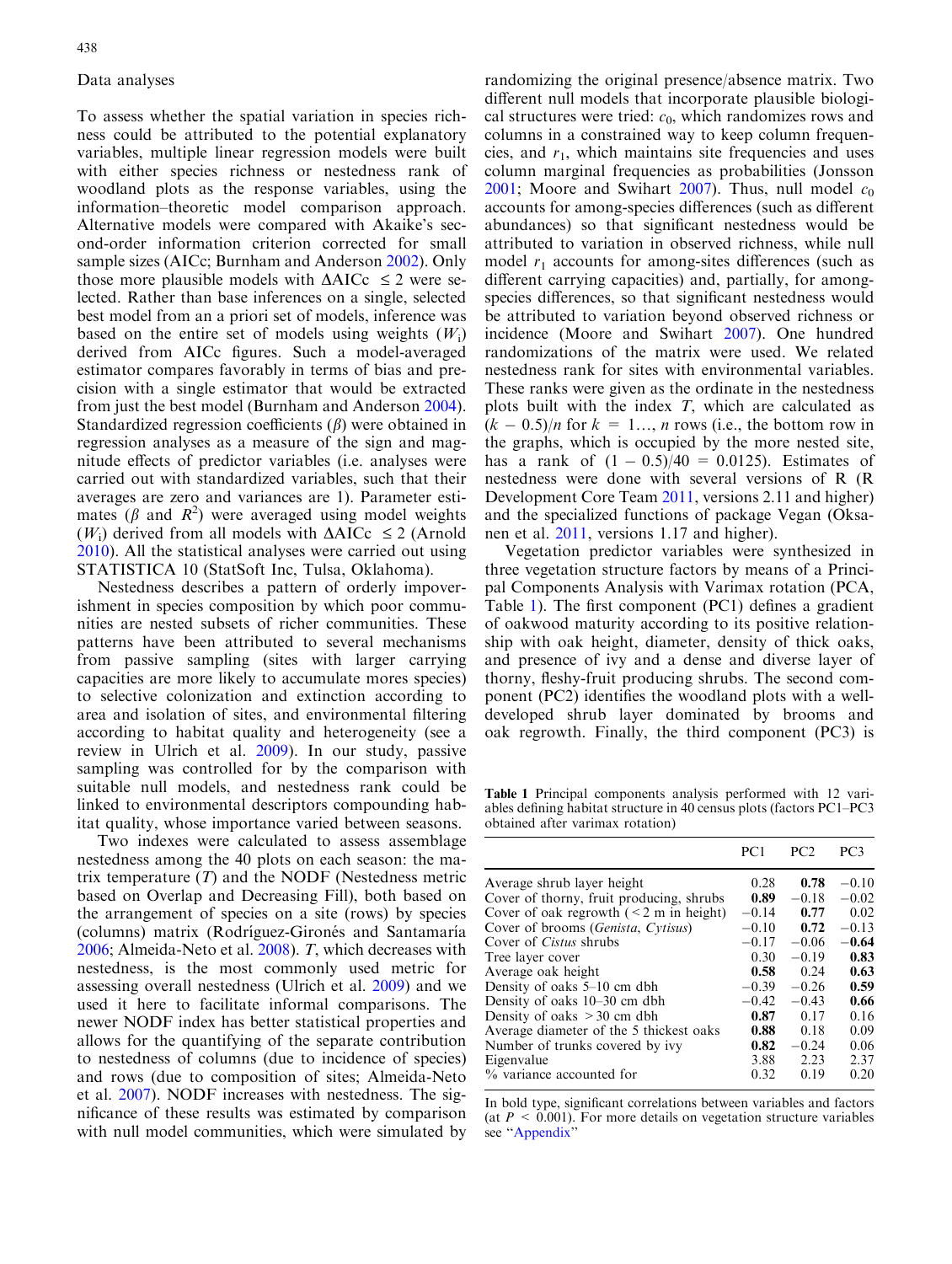## Data analyses

To assess whether the spatial variation in species richness could be attributed to the potential explanatory variables, multiple linear regression models were built with either species richness or nestedness rank of woodland plots as the response variables, using the information–theoretic model comparison approach. Alternative models were compared with Akaike's second-order information criterion corrected for small sample sizes (AICc; Burnham and Anderson 2002). Only those more plausible models with ΔAICc ≤ 2 were selected. Rather than base inferences on a single, selected best model from an a priori set of models, inference was based on the entire set of models using weights ($W_i$) derived from AICc figures. Such a model-averaged estimator compares favorably in terms of bias and precision with a single estimator that would be extracted from just the best model (Burnham and Anderson 2004). Standardized regression coefficients ($\beta$) were obtained in regression analyses as a measure of the sign and magnitude effects of predictor variables (i.e. analyses were carried out with standardized variables, such that their averages are zero and variances are 1). Parameter estimates ($\beta$ and $R^2$) were averaged using model weights ($W_i$) derived from all models with ΔAICc ≤ 2 (Arnold 2010). All the statistical analyses were carried out using STATISTICA 10 (StatSoft Inc, Tulsa, Oklahoma).

Nestedness describes a pattern of orderly impoverishment in species composition by which poor communities are nested subsets of richer communities. These patterns have been attributed to several mechanisms from passive sampling (sites with larger carrying capacities are more likely to accumulate mores species) to selective colonization and extinction according to area and isolation of sites, and environmental filtering according to habitat quality and heterogeneity (see a review in Ulrich et al. 2009). In our study, passive sampling was controlled for by the comparison with suitable null models, and nestedness rank could be linked to environmental descriptors compounding habitat quality, whose importance varied between seasons.

Two indexes were calculated to assess assemblage nestedness among the 40 plots on each season: the matrix temperature ($T$) and the NODF (Nestedness metric based on Overlap and Decreasing Fill), both based on the arrangement of species on a site (rows) by species (columns) matrix (Rodríguez-Gironés and Santamaría 2006; Almeida-Neto et al. 2008). $T$, which decreases with nestedness, is the most commonly used metric for assessing overall nestedness (Ulrich et al. 2009) and we used it here to facilitate informal comparisons. The newer NODF index has better statistical properties and allows for the quantifying of the separate contribution to nestedness of columns (due to incidence of species) and rows (due to composition of sites; Almeida-Neto et al. 2007). NODF increases with nestedness. The significance of these results was estimated by comparison with null model communities, which were simulated by randomizing the original presence/absence matrix. Two different null models that incorporate plausible biological structures were tried: $c_0$, which randomizes rows and columns in a constrained way to keep column frequencies, and $r_1$, which maintains site frequencies and uses column marginal frequencies as probabilities (Jonsson 2001; Moore and Swihart 2007). Thus, null model $c_0$ accounts for among-species differences (such as different abundances) so that significant nestedness would be attributed to variation in observed richness, while null model $r_1$ accounts for among-sites differences (such as different carrying capacities) and, partially, for among-species differences, so that significant nestedness would be attributed to variation beyond observed richness or incidence (Moore and Swihart 2007). One hundred randomizations of the matrix were used. We related nestedness rank for sites with environmental variables. These ranks were given as the ordinate in the nestedness plots built with the index $T$, which are calculated as $(k - 0.5)/n$ for $k = 1\ldots, n$ rows (i.e., the bottom row in the graphs, which is occupied by the more nested site, has a rank of $(1 - 0.5)/40 = 0.0125$). Estimates of nestedness were done with several versions of R (R Development Core Team 2011, versions 2.11 and higher) and the specialized functions of package Vegan (Oksanen et al. 2011, versions 1.17 and higher).

Vegetation predictor variables were synthesized in three vegetation structure factors by means of a Principal Components Analysis with Varimax rotation (PCA, Table 1). The first component (PC1) defines a gradient of oakwood maturity according to its positive relationship with oak height, diameter, density of thick oaks, and presence of ivy and a dense and diverse layer of thorny, fleshy-fruit producing shrubs. The second component (PC2) identifies the woodland plots with a well-developed shrub layer dominated by brooms and oak regrowth. Finally, the third component (PC3) is

**Table 1** Principal components analysis performed with 12 variables defining habitat structure in 40 census plots (factors PC1–PC3 obtained after varimax rotation)

| | PC1 | PC2 | PC3 |
|---|---|---|---|
| Average shrub layer height | 0.28 | **0.78** | −0.10 |
| Cover of thorny, fruit producing, shrubs | **0.89** | −0.18 | −0.02 |
| Cover of oak regrowth (< 2 m in height) | −0.14 | **0.77** | 0.02 |
| Cover of brooms (*Genista*, *Cytisus*) | −0.10 | **0.72** | −0.13 |
| Cover of *Cistus* shrubs | −0.17 | −0.06 | **−0.64** |
| Tree layer cover | 0.30 | −0.19 | **0.83** |
| Average oak height | **0.58** | 0.24 | **0.63** |
| Density of oaks 5–10 cm dbh | −0.39 | −0.26 | **0.59** |
| Density of oaks 10–30 cm dbh | −0.42 | −0.43 | **0.66** |
| Density of oaks > 30 cm dbh | **0.87** | 0.17 | 0.16 |
| Average diameter of the 5 thickest oaks | **0.88** | 0.18 | 0.09 |
| Number of trunks covered by ivy | **0.82** | −0.24 | 0.06 |
| Eigenvalue | 3.88 | 2.23 | 2.37 |
| % variance accounted for | 0.32 | 0.19 | 0.20 |

In bold type, significant correlations between variables and factors (at $P < 0.001$). For more details on vegetation structure variables see "Appendix"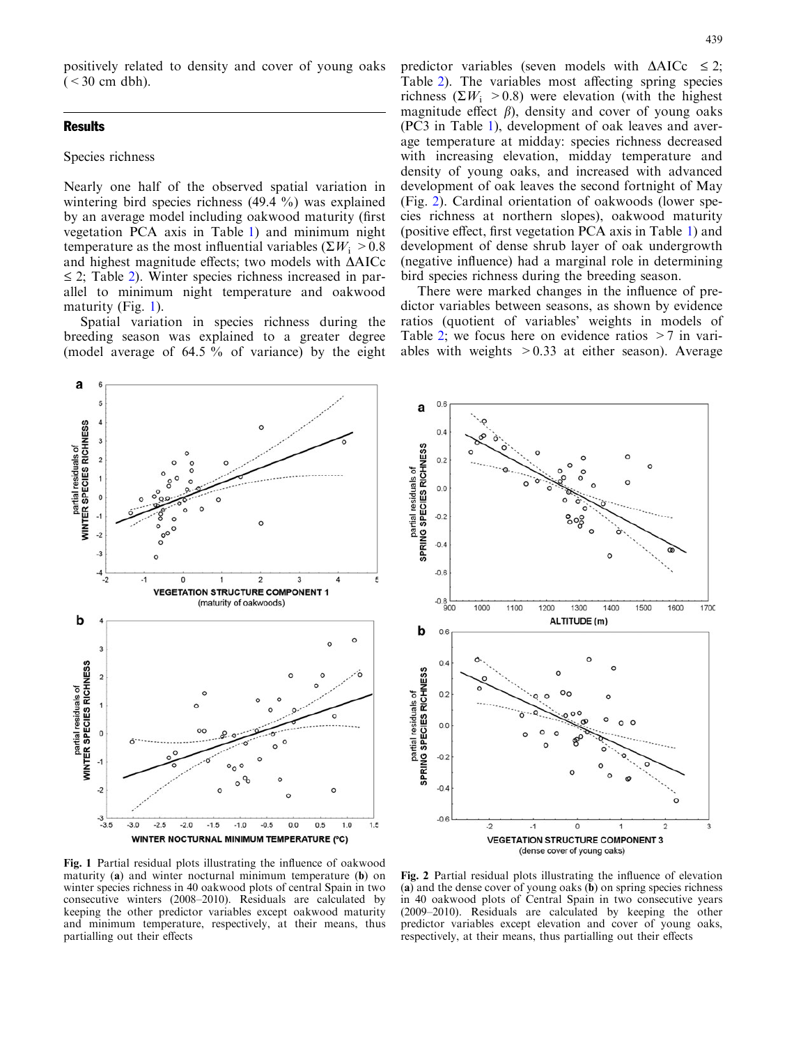positively related to density and cover of young oaks (< 30 cm dbh).

## Results

### Species richness

Nearly one half of the observed spatial variation in wintering bird species richness (49.4 %) was explained by an average model including oakwood maturity (first vegetation PCA axis in Table 1) and minimum night temperature as the most influential variables ($\Sigma W_i > 0.8$ and highest magnitude effects; two models with $\Delta AICc \leq 2$; Table 2). Winter species richness increased in parallel to minimum night temperature and oakwood maturity (Fig. 1).

Spatial variation in species richness during the breeding season was explained to a greater degree (model average of 64.5 % of variance) by the eight predictor variables (seven models with $\Delta AICc \leq 2$; Table 2). The variables most affecting spring species richness ($\Sigma W_i > 0.8$) were elevation (with the highest magnitude effect $\beta$), density and cover of young oaks (PC3 in Table 1), development of oak leaves and average temperature at midday: species richness decreased with increasing elevation, midday temperature and density of young oaks, and increased with advanced development of oak leaves the second fortnight of May (Fig. 2). Cardinal orientation of oakwoods (lower species richness at northern slopes), oakwood maturity (positive effect, first vegetation PCA axis in Table 1) and development of dense shrub layer of oak undergrowth (negative influence) had a marginal role in determining bird species richness during the breeding season.

There were marked changes in the influence of predictor variables between seasons, as shown by evidence ratios (quotient of variables' weights in models of Table 2; we focus here on evidence ratios > 7 in variables with weights > 0.33 at either season). Average

**Fig. 1** Partial residual plots illustrating the influence of oakwood maturity (**a**) and winter nocturnal minimum temperature (**b**) on winter species richness in 40 oakwood plots of central Spain in two consecutive winters (2008–2010). Residuals are calculated by keeping the other predictor variables except oakwood maturity and minimum temperature, respectively, at their means, thus partialling out their effects

**Fig. 2** Partial residual plots illustrating the influence of elevation (**a**) and the dense cover of young oaks (**b**) on spring species richness in 40 oakwood plots of Central Spain in two consecutive years (2009–2010). Residuals are calculated by keeping the other predictor variables except elevation and cover of young oaks, respectively, at their means, thus partialling out their effects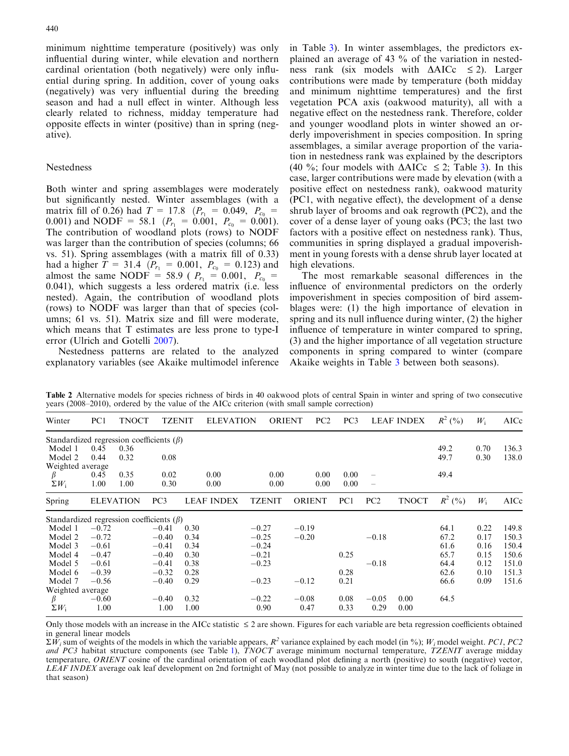minimum nighttime temperature (positively) was only influential during winter, while elevation and northern cardinal orientation (both negatively) were only influential during spring. In addition, cover of young oaks (negatively) was very influential during the breeding season and had a null effect in winter. Although less clearly related to richness, midday temperature had opposite effects in winter (positive) than in spring (negative).

## Nestedness

Both winter and spring assemblages were moderately but significantly nested. Winter assemblages (with a matrix fill of 0.26) had $T = 17.8$ ($P_{r_1} = 0.049$, $P_{c_0} = 0.001$) and NODF = 58.1 ($P_{r_1} = 0.001$, $P_{c_0} = 0.001$). The contribution of woodland plots (rows) to NODF was larger than the contribution of species (columns; 66 vs. 51). Spring assemblages (with a matrix fill of 0.33) had a higher $T = 31.4$ ($P_{r_1} = 0.001$, $P_{c_0} = 0.123$) and almost the same NODF = 58.9 ($P_{r_1} = 0.001$, $P_{c_0} = 0.041$), which suggests a less ordered matrix (i.e. less nested). Again, the contribution of woodland plots (rows) to NODF was larger than that of species (columns; 61 vs. 51). Matrix size and fill were moderate, which means that T estimates are less prone to type-I error (Ulrich and Gotelli 2007).

Nestedness patterns are related to the analyzed explanatory variables (see Akaike multimodel inference in Table 3). In winter assemblages, the predictors explained an average of 43 % of the variation in nestedness rank (six models with ΔAICc ≤ 2). Larger contributions were made by temperature (both midday and minimum nighttime temperatures) and the first vegetation PCA axis (oakwood maturity), all with a negative effect on the nestedness rank. Therefore, colder and younger woodland plots in winter showed an orderly impoverishment in species composition. In spring assemblages, a similar average proportion of the variation in nestedness rank was explained by the descriptors (40 %; four models with ΔAICc ≤ 2; Table 3). In this case, larger contributions were made by elevation (with a positive effect on nestedness rank), oakwood maturity (PC1, with negative effect), the development of a dense shrub layer of brooms and oak regrowth (PC2), and the cover of a dense layer of young oaks (PC3; the last two factors with a positive effect on nestedness rank). Thus, communities in spring displayed a gradual impoverishment in young forests with a dense shrub layer located at high elevations.

The most remarkable seasonal differences in the influence of environmental predictors on the orderly impoverishment in species composition of bird assemblages were: (1) the high importance of elevation in spring and its null influence during winter, (2) the higher influence of temperature in winter compared to spring, (3) and the higher importance of all vegetation structure components in spring compared to winter (compare Akaike weights in Table 3 between both seasons).

**Table 2** Alternative models for species richness of birds in 40 oakwood plots of central Spain in winter and spring of two consecutive years (2008–2010), ordered by the value of the AICc criterion (with small sample correction)

| Winter | PC1 | TNOCT | TZENIT | ELEVATION | ORIENT | PC2 | PC3 | LEAF INDEX | $R^2$ (%) | $W_i$ | AICc |
|---|---|---|---|---|---|---|---|---|---|---|---|
| Standardized regression coefficients (β) | | | | | | | | | | | |
| Model 1 | 0.45 | 0.36 | | | | | | | 49.2 | 0.70 | 136.3 |
| Model 2 | 0.44 | 0.32 | 0.08 | | | | | | 49.7 | 0.30 | 138.0 |
| Weighted average | | | | | | | | | | | |
| β | 0.45 | 0.35 | 0.02 | 0.00 | 0.00 | 0.00 | 0.00 | – | 49.4 | | |
| $\Sigma W_i$ | 1.00 | 1.00 | 0.30 | 0.00 | 0.00 | 0.00 | 0.00 | – | | | |
| **Spring** | **ELEVATION** | **PC3** | **LEAF INDEX** | **TZENIT** | **ORIENT** | **PC1** | **PC2** | **TNOCT** | **$R^2$ (%)** | **$W_i$** | **AICc** |
| Standardized regression coefficients (β) | | | | | | | | | | | |
| Model 1 | −0.72 | −0.41 | 0.30 | −0.27 | −0.19 | | | | 64.1 | 0.22 | 149.8 |
| Model 2 | −0.72 | −0.40 | 0.34 | −0.25 | −0.20 | | −0.18 | | 67.2 | 0.17 | 150.3 |
| Model 3 | −0.61 | −0.41 | 0.34 | −0.24 | | | | | 61.6 | 0.16 | 150.4 |
| Model 4 | −0.47 | −0.40 | 0.30 | −0.21 | | 0.25 | | | 65.7 | 0.15 | 150.6 |
| Model 5 | −0.61 | −0.41 | 0.38 | −0.23 | | | −0.18 | | 64.4 | 0.12 | 151.0 |
| Model 6 | −0.39 | −0.32 | 0.28 | | | 0.28 | | | 62.6 | 0.10 | 151.3 |
| Model 7 | −0.56 | −0.40 | 0.29 | −0.23 | −0.12 | 0.21 | | | 66.6 | 0.09 | 151.6 |
| Weighted average | | | | | | | | | | | |
| β | −0.60 | −0.40 | 0.32 | −0.22 | −0.08 | 0.08 | −0.05 | 0.00 | 64.5 | | |
| $\Sigma W_i$ | 1.00 | 1.00 | 1.00 | 0.90 | 0.47 | 0.33 | 0.29 | 0.00 | | | |

Only those models with an increase in the AICc statistic ≤ 2 are shown. Figures for each variable are beta regression coefficients obtained in general linear models

$\Sigma W_i$ sum of weights of the models in which the variable appears, $R^2$ variance explained by each model (in %); $W_i$ model weight. *PC1, PC2 and PC3* habitat structure components (see Table 1), *TNOCT* average minimum nocturnal temperature, *TZENIT* average midday temperature, *ORIENT* cosine of the cardinal orientation of each woodland plot defining a north (positive) to south (negative) vector, *LEAF INDEX* average oak leaf development on 2nd fortnight of May (not possible to analyze in winter time due to the lack of foliage in that season)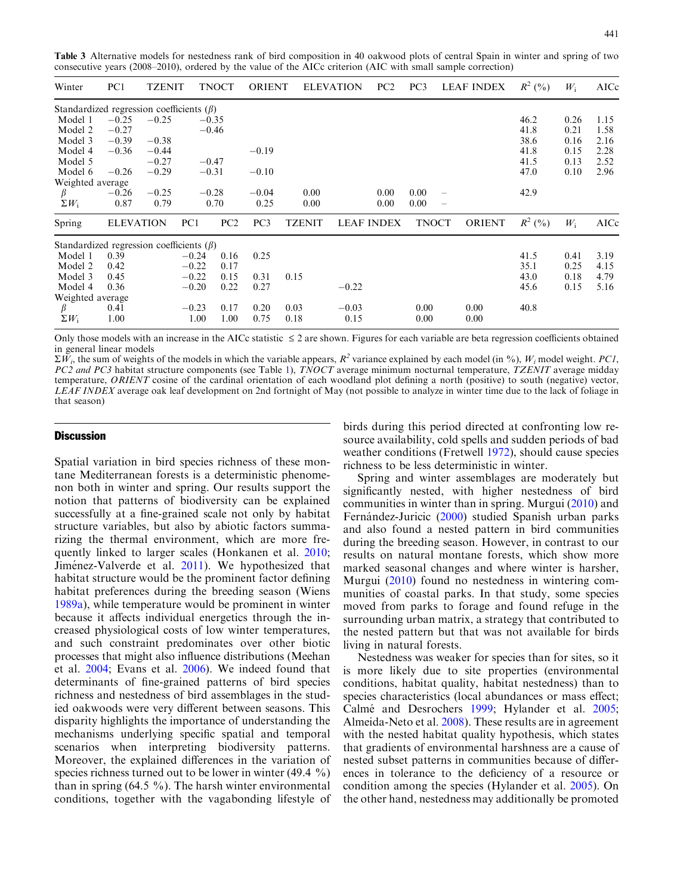**Table 3** Alternative models for nestedness rank of bird composition in 40 oakwood plots of central Spain in winter and spring of two consecutive years (2008–2010), ordered by the value of the AICc criterion (AIC with small sample correction)

| Winter | PC1 | TZENIT | TNOCT | ORIENT | ELEVATION | PC2 | PC3 | LEAF INDEX | $R^2$ (%) | $W_i$ | AICc |
|---|---|---|---|---|---|---|---|---|---|---|---|
| Standardized regression coefficients ($\beta$) | | | | | | | | | | | |
| Model 1 | −0.25 | −0.25 | −0.35 | | | | | | 46.2 | 0.26 | 1.15 |
| Model 2 | −0.27 | | −0.46 | | | | | | 41.8 | 0.21 | 1.58 |
| Model 3 | −0.39 | −0.38 | | | | | | | 38.6 | 0.16 | 2.16 |
| Model 4 | −0.36 | −0.44 | | −0.19 | | | | | 41.8 | 0.15 | 2.28 |
| Model 5 | | −0.27 | −0.47 | | | | | | 41.5 | 0.13 | 2.52 |
| Model 6 | −0.26 | −0.29 | −0.31 | −0.10 | | | | | 47.0 | 0.10 | 2.96 |
| Weighted average | | | | | | | | | | | |
| $\beta$ | −0.26 | −0.25 | −0.28 | −0.04 | 0.00 | 0.00 | 0.00 | – | 42.9 | | |
| $\Sigma W_i$ | 0.87 | 0.79 | 0.70 | 0.25 | 0.00 | 0.00 | 0.00 | – | | | |
| **Spring** | **ELEVATION** | **PC1** | **PC2** | **PC3** | **TZENIT** | **LEAF INDEX** | **TNOCT** | **ORIENT** | **$R^2$ (%)** | **$W_i$** | **AICc** |
| Standardized regression coefficients ($\beta$) | | | | | | | | | | | |
| Model 1 | 0.39 | −0.24 | 0.16 | 0.25 | | | | | 41.5 | 0.41 | 3.19 |
| Model 2 | 0.42 | −0.22 | 0.17 | | | | | | 35.1 | 0.25 | 4.15 |
| Model 3 | 0.45 | −0.22 | 0.15 | 0.31 | 0.15 | | | | 43.0 | 0.18 | 4.79 |
| Model 4 | 0.36 | −0.20 | 0.22 | 0.27 | | −0.22 | | | 45.6 | 0.15 | 5.16 |
| Weighted average | | | | | | | | | | | |
| $\beta$ | 0.41 | −0.23 | 0.17 | 0.20 | 0.03 | −0.03 | 0.00 | 0.00 | 40.8 | | |
| $\Sigma W_i$ | 1.00 | 1.00 | 1.00 | 0.75 | 0.18 | 0.15 | 0.00 | 0.00 | | | |

Only those models with an increase in the AICc statistic ≤ 2 are shown. Figures for each variable are beta regression coefficients obtained in general linear models

$\Sigma W_i$, the sum of weights of the models in which the variable appears, $R^2$ variance explained by each model (in %), $W_i$ model weight. *PC1, PC2 and PC3* habitat structure components (see Table 1), *TNOCT* average minimum nocturnal temperature, *TZENIT* average midday temperature, *ORIENT* cosine of the cardinal orientation of each woodland plot defining a north (positive) to south (negative) vector, *LEAF INDEX* average oak leaf development on 2nd fortnight of May (not possible to analyze in winter time due to the lack of foliage in that season)

## Discussion

Spatial variation in bird species richness of these montane Mediterranean forests is a deterministic phenomenon both in winter and spring. Our results support the notion that patterns of biodiversity can be explained successfully at a fine-grained scale not only by habitat structure variables, but also by abiotic factors summarizing the thermal environment, which are more frequently linked to larger scales (Honkanen et al. 2010; Jiménez-Valverde et al. 2011). We hypothesized that habitat structure would be the prominent factor defining habitat preferences during the breeding season (Wiens 1989a), while temperature would be prominent in winter because it affects individual energetics through the increased physiological costs of low winter temperatures, and such constraint predominates over other biotic processes that might also influence distributions (Meehan et al. 2004; Evans et al. 2006). We indeed found that determinants of fine-grained patterns of bird species richness and nestedness of bird assemblages in the studied oakwoods were very different between seasons. This disparity highlights the importance of understanding the mechanisms underlying specific spatial and temporal scenarios when interpreting biodiversity patterns. Moreover, the explained differences in the variation of species richness turned out to be lower in winter (49.4 %) than in spring (64.5 %). The harsh winter environmental conditions, together with the vagabonding lifestyle of birds during this period directed at confronting low resource availability, cold spells and sudden periods of bad weather conditions (Fretwell 1972), should cause species richness to be less deterministic in winter.

Spring and winter assemblages are moderately but significantly nested, with higher nestedness of bird communities in winter than in spring. Murgui (2010) and Fernández-Juricic (2000) studied Spanish urban parks and also found a nested pattern in bird communities during the breeding season. However, in contrast to our results on natural montane forests, which show more marked seasonal changes and where winter is harsher, Murgui (2010) found no nestedness in wintering communities of coastal parks. In that study, some species moved from parks to forage and found refuge in the surrounding urban matrix, a strategy that contributed to the nested pattern but that was not available for birds living in natural forests.

Nestedness was weaker for species than for sites, so it is more likely due to site properties (environmental conditions, habitat quality, habitat nestedness) than to species characteristics (local abundances or mass effect; Calmé and Desrochers 1999; Hylander et al. 2005; Almeida-Neto et al. 2008). These results are in agreement with the nested habitat quality hypothesis, which states that gradients of environmental harshness are a cause of nested subset patterns in communities because of differences in tolerance to the deficiency of a resource or condition among the species (Hylander et al. 2005). On the other hand, nestedness may additionally be promoted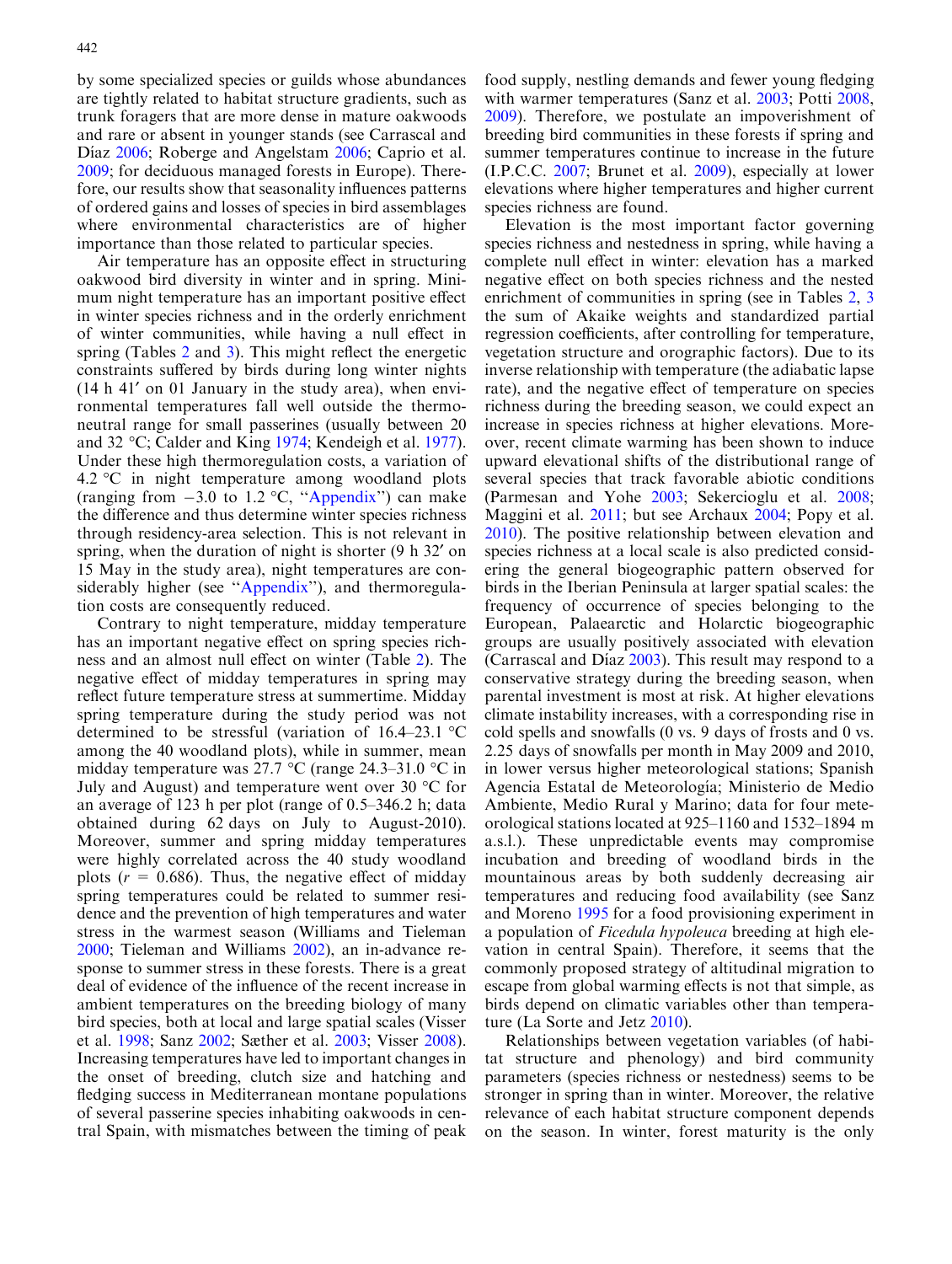by some specialized species or guilds whose abundances are tightly related to habitat structure gradients, such as trunk foragers that are more dense in mature oakwoods and rare or absent in younger stands (see Carrascal and Díaz 2006; Roberge and Angelstam 2006; Caprio et al. 2009; for deciduous managed forests in Europe). Therefore, our results show that seasonality influences patterns of ordered gains and losses of species in bird assemblages where environmental characteristics are of higher importance than those related to particular species.

Air temperature has an opposite effect in structuring oakwood bird diversity in winter and in spring. Minimum night temperature has an important positive effect in winter species richness and in the orderly enrichment of winter communities, while having a null effect in spring (Tables 2 and 3). This might reflect the energetic constraints suffered by birds during long winter nights (14 h 41′ on 01 January in the study area), when environmental temperatures fall well outside the thermoneutral range for small passerines (usually between 20 and 32 °C; Calder and King 1974; Kendeigh et al. 1977). Under these high thermoregulation costs, a variation of 4.2 °C in night temperature among woodland plots (ranging from −3.0 to 1.2 °C, "Appendix") can make the difference and thus determine winter species richness through residency-area selection. This is not relevant in spring, when the duration of night is shorter (9 h 32′ on 15 May in the study area), night temperatures are considerably higher (see "Appendix"), and thermoregulation costs are consequently reduced.

Contrary to night temperature, midday temperature has an important negative effect on spring species richness and an almost null effect on winter (Table 2). The negative effect of midday temperatures in spring may reflect future temperature stress at summertime. Midday spring temperature during the study period was not determined to be stressful (variation of 16.4–23.1 °C among the 40 woodland plots), while in summer, mean midday temperature was 27.7 °C (range 24.3–31.0 °C in July and August) and temperature went over 30 °C for an average of 123 h per plot (range of 0.5–346.2 h; data obtained during 62 days on July to August-2010). Moreover, summer and spring midday temperatures were highly correlated across the 40 study woodland plots ($r = 0.686$). Thus, the negative effect of midday spring temperatures could be related to summer residence and the prevention of high temperatures and water stress in the warmest season (Williams and Tieleman 2000; Tieleman and Williams 2002), an in-advance response to summer stress in these forests. There is a great deal of evidence of the influence of the recent increase in ambient temperatures on the breeding biology of many bird species, both at local and large spatial scales (Visser et al. 1998; Sanz 2002; Sæther et al. 2003; Visser 2008). Increasing temperatures have led to important changes in the onset of breeding, clutch size and hatching and fledging success in Mediterranean montane populations of several passerine species inhabiting oakwoods in central Spain, with mismatches between the timing of peak food supply, nestling demands and fewer young fledging with warmer temperatures (Sanz et al. 2003; Potti 2008, 2009). Therefore, we postulate an impoverishment of breeding bird communities in these forests if spring and summer temperatures continue to increase in the future (I.P.C.C. 2007; Brunet et al. 2009), especially at lower elevations where higher temperatures and higher current species richness are found.

Elevation is the most important factor governing species richness and nestedness in spring, while having a complete null effect in winter: elevation has a marked negative effect on both species richness and the nested enrichment of communities in spring (see in Tables 2, 3 the sum of Akaike weights and standardized partial regression coefficients, after controlling for temperature, vegetation structure and orographic factors). Due to its inverse relationship with temperature (the adiabatic lapse rate), and the negative effect of temperature on species richness during the breeding season, we could expect an increase in species richness at higher elevations. Moreover, recent climate warming has been shown to induce upward elevational shifts of the distributional range of several species that track favorable abiotic conditions (Parmesan and Yohe 2003; Sekercioglu et al. 2008; Maggini et al. 2011; but see Archaux 2004; Popy et al. 2010). The positive relationship between elevation and species richness at a local scale is also predicted considering the general biogeographic pattern observed for birds in the Iberian Peninsula at larger spatial scales: the frequency of occurrence of species belonging to the European, Palaearctic and Holarctic biogeographic groups are usually positively associated with elevation (Carrascal and Díaz 2003). This result may respond to a conservative strategy during the breeding season, when parental investment is most at risk. At higher elevations climate instability increases, with a corresponding rise in cold spells and snowfalls (0 vs. 9 days of frosts and 0 vs. 2.25 days of snowfalls per month in May 2009 and 2010, in lower versus higher meteorological stations; Spanish Agencia Estatal de Meteorología; Ministerio de Medio Ambiente, Medio Rural y Marino; data for four meteorological stations located at 925–1160 and 1532–1894 m a.s.l.). These unpredictable events may compromise incubation and breeding of woodland birds in the mountainous areas by both suddenly decreasing air temperatures and reducing food availability (see Sanz and Moreno 1995 for a food provisioning experiment in a population of *Ficedula hypoleuca* breeding at high elevation in central Spain). Therefore, it seems that the commonly proposed strategy of altitudinal migration to escape from global warming effects is not that simple, as birds depend on climatic variables other than temperature (La Sorte and Jetz 2010).

Relationships between vegetation variables (of habitat structure and phenology) and bird community parameters (species richness or nestedness) seems to be stronger in spring than in winter. Moreover, the relative relevance of each habitat structure component depends on the season. In winter, forest maturity is the only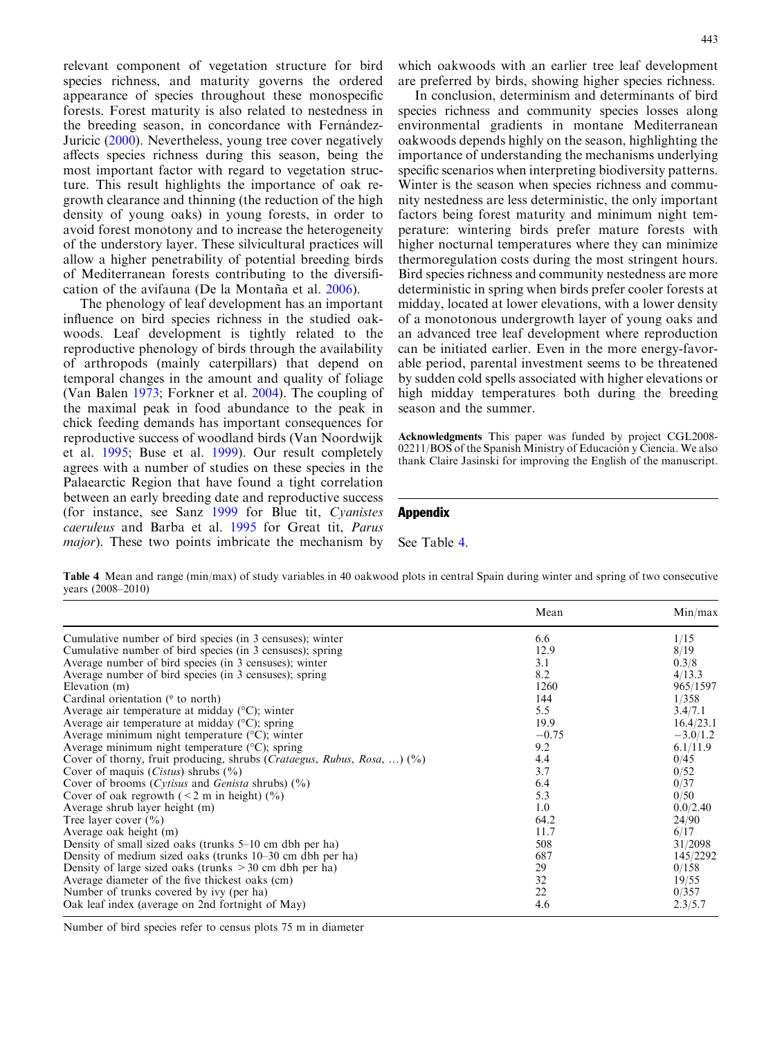relevant component of vegetation structure for bird species richness, and maturity governs the ordered appearance of species throughout these monospecific forests. Forest maturity is also related to nestedness in the breeding season, in concordance with Fernández-Juricic (2000). Nevertheless, young tree cover negatively affects species richness during this season, being the most important factor with regard to vegetation structure. This result highlights the importance of oak regrowth clearance and thinning (the reduction of the high density of young oaks) in young forests, in order to avoid forest monotony and to increase the heterogeneity of the understory layer. These silvicultural practices will allow a higher penetrability of potential breeding birds of Mediterranean forests contributing to the diversification of the avifauna (De la Montaña et al. 2006).

The phenology of leaf development has an important influence on bird species richness in the studied oakwoods. Leaf development is tightly related to the reproductive phenology of birds through the availability of arthropods (mainly caterpillars) that depend on temporal changes in the amount and quality of foliage (Van Balen 1973; Forkner et al. 2004). The coupling of the maximal peak in food abundance to the peak in chick feeding demands has important consequences for reproductive success of woodland birds (Van Noordwijk et al. 1995; Buse et al. 1999). Our result completely agrees with a number of studies on these species in the Palaearctic Region that have found a tight correlation between an early breeding date and reproductive success (for instance, see Sanz 1999 for Blue tit, *Cyanistes caeruleus* and Barba et al. 1995 for Great tit, *Parus major*). These two points imbricate the mechanism by which oakwoods with an earlier tree leaf development are preferred by birds, showing higher species richness.

In conclusion, determinism and determinants of bird species richness and community species losses along environmental gradients in montane Mediterranean oakwoods depends highly on the season, highlighting the importance of understanding the mechanisms underlying specific scenarios when interpreting biodiversity patterns. Winter is the season when species richness and community nestedness are less deterministic, the only important factors being forest maturity and minimum night temperature: wintering birds prefer mature forests with higher nocturnal temperatures where they can minimize thermoregulation costs during the most stringent hours. Bird species richness and community nestedness are more deterministic in spring when birds prefer cooler forests at midday, located at lower elevations, with a lower density of a monotonous undergrowth layer of young oaks and an advanced tree leaf development where reproduction can be initiated earlier. Even in the more energy-favorable period, parental investment seems to be threatened by sudden cold spells associated with higher elevations or high midday temperatures both during the breeding season and the summer.

**Acknowledgments** This paper was funded by project CGL2008-02211/BOS of the Spanish Ministry of Educación y Ciencia. We also thank Claire Jasinski for improving the English of the manuscript.

## Appendix

See Table 4.

**Table 4** Mean and range (min/max) of study variables in 40 oakwood plots in central Spain during winter and spring of two consecutive years (2008–2010)

| | Mean | Min/max |
|---|---|---|
| Cumulative number of bird species (in 3 censuses); winter | 6.6 | 1/15 |
| Cumulative number of bird species (in 3 censuses); spring | 12.9 | 8/19 |
| Average number of bird species (in 3 censuses); winter | 3.1 | 0.3/8 |
| Average number of bird species (in 3 censuses); spring | 8.2 | 4/13.3 |
| Elevation (m) | 1260 | 965/1597 |
| Cardinal orientation (º to north) | 144 | 1/358 |
| Average air temperature at midday (°C); winter | 5.5 | 3.4/7.1 |
| Average air temperature at midday (°C); spring | 19.9 | 16.4/23.1 |
| Average minimum night temperature (°C); winter | −0.75 | −3.0/1.2 |
| Average minimum night temperature (°C); spring | 9.2 | 6.1/11.9 |
| Cover of thorny, fruit producing, shrubs (*Crataegus*, *Rubus*, *Rosa*, …) (%) | 4.4 | 0/45 |
| Cover of maquis (*Cistus*) shrubs (%) | 3.7 | 0/52 |
| Cover of brooms (*Cytisus* and *Genista* shrubs) (%) | 6.4 | 0/37 |
| Cover of oak regrowth (<2 m in height) (%) | 5.3 | 0/50 |
| Average shrub layer height (m) | 1.0 | 0.0/2.40 |
| Tree layer cover (%) | 64.2 | 24/90 |
| Average oak height (m) | 11.7 | 6/17 |
| Density of small sized oaks (trunks 5–10 cm dbh per ha) | 508 | 31/2098 |
| Density of medium sized oaks (trunks 10–30 cm dbh per ha) | 687 | 145/2292 |
| Density of large sized oaks (trunks >30 cm dbh per ha) | 29 | 0/158 |
| Average diameter of the five thickest oaks (cm) | 32 | 19/55 |
| Number of trunks covered by ivy (per ha) | 22 | 0/357 |
| Oak leaf index (average on 2nd fortnight of May) | 4.6 | 2.3/5.7 |

Number of bird species refer to census plots 75 m in diameter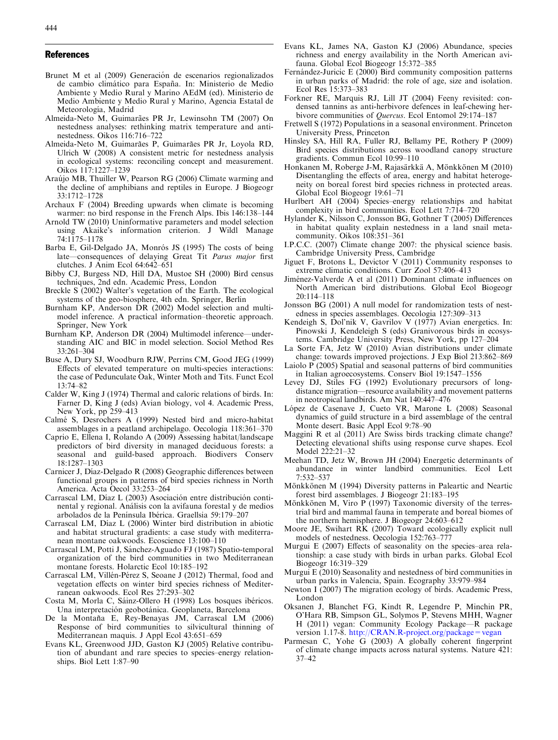## References

Brunet M et al (2009) Generación de escenarios regionalizados de cambio climático para España. In: Ministerio de Medio Ambiente y Medio Rural y Marino AEdM (ed). Ministerio de Medio Ambiente y Medio Rural y Marino, Agencia Estatal de Meteorología, Madrid

Almeida-Neto M, Guimarães PR Jr, Lewinsohn TM (2007) On nestedness analyses: rethinking matrix temperature and anti-nestedness. Oikos 116:716–722

Almeida-Neto M, Guimarães P, Guimarães PR Jr, Loyola RD, Ulrich W (2008) A consistent metric for nestedness analysis in ecological systems: reconciling concept and measurement. Oikos 117:1227–1239

Araújo MB, Thuiller W, Pearson RG (2006) Climate warming and the decline of amphibians and reptiles in Europe. J Biogeogr 33:1712–1728

Archaux F (2004) Breeding upwards when climate is becoming warmer: no bird response in the French Alps. Ibis 146:138–144

Arnold TW (2010) Uninformative parameters and model selection using Akaike's information criterion. J Wildl Manage 74:1175–1178

Barba E, Gil-Delgado JA, Monrós JS (1995) The costs of being late—consequences of delaying Great Tit *Parus major* first clutches. J Anim Ecol 64:642–651

Bibby CJ, Burgess ND, Hill DA, Mustoe SH (2000) Bird census techniques, 2nd edn. Academic Press, London

Breckle S (2002) Walter's vegetation of the Earth. The ecological systems of the geo-biosphere, 4th edn. Springer, Berlin

Burnham KP, Anderson DR (2002) Model selection and multi-model inference. A practical information–theoretic approach. Springer, New York

Burnham KP, Anderson DR (2004) Multimodel inference—understanding AIC and BIC in model selection. Sociol Method Res 33:261–304

Buse A, Dury SJ, Woodburn RJW, Perrins CM, Good JEG (1999) Effects of elevated temperature on multi-species interactions: the case of Pedunculate Oak, Winter Moth and Tits. Funct Ecol 13:74–82

Calder W, King J (1974) Thermal and caloric relations of birds. In: Farner D, King J (eds) Avian biology, vol 4. Academic Press, New York, pp 259–413

Calmé S, Desrochers A (1999) Nested bird and micro-habitat assemblages in a peatland archipelago. Oecologia 118:361–370

Caprio E, Ellena I, Rolando A (2009) Assessing habitat/landscape predictors of bird diversity in managed deciduous forests: a seasonal and guild-based approach. Biodivers Conserv 18:1287–1303

Carnicer J, Díaz-Delgado R (2008) Geographic differences between functional groups in patterns of bird species richness in North America. Acta Oecol 33:253–264

Carrascal LM, Díaz L (2003) Asociación entre distribución continental y regional. Análisis con la avifauna forestal y de medios arbolados de la Península Ibérica. Graellsia 59:179–207

Carrascal LM, Díaz L (2006) Winter bird distribution in abiotic and habitat structural gradients: a case study with mediterranean montane oakwoods. Ecoscience 13:100–110

Carrascal LM, Potti J, Sánchez-Aguado FJ (1987) Spatio-temporal organization of the bird communities in two Mediterranean montane forests. Holarctic Ecol 10:185–192

Carrascal LM, Villén-Pérez S, Seoane J (2012) Thermal, food and vegetation effects on winter bird species richness of Mediterranean oakwoods. Ecol Res 27:293–302

Costa M, Morla C, Sáinz-Ollero H (1998) Los bosques ibéricos. Una interpretación geobotánica. Geoplaneta, Barcelona

De la Montaña E, Rey-Benayas JM, Carrascal LM (2006) Response of bird communities to silvicultural thinning of Mediterranean maquis. J Appl Ecol 43:651–659

Evans KL, Greenwood JJD, Gaston KJ (2005) Relative contribution of abundant and rare species to species–energy relationships. Biol Lett 1:87–90

Evans KL, James NA, Gaston KJ (2006) Abundance, species richness and energy availability in the North American avifauna. Global Ecol Biogeogr 15:372–385

Fernández-Juricic E (2000) Bird community composition patterns in urban parks of Madrid: the role of age, size and isolation. Ecol Res 15:373–383

Forkner RE, Marquis RJ, Lill JT (2004) Feeny revisited: condensed tannins as anti-herbivore defences in leaf-chewing herbivore communities of *Quercus*. Ecol Entomol 29:174–187

Fretwell S (1972) Populations in a seasonal environment. Princeton University Press, Princeton

Hinsley SA, Hill RA, Fuller RJ, Bellamy PE, Rothery P (2009) Bird species distributions across woodland canopy structure gradients. Commun Ecol 10:99–110

Honkanen M, Roberge J-M, Rajasärkkä A, Mönkkönen M (2010) Disentangling the effects of area, energy and habitat heterogeneity on boreal forest bird species richness in protected areas. Global Ecol Biogeogr 19:61–71

Hurlbert AH (2004) Species–energy relationships and habitat complexity in bird communities. Ecol Lett 7:714–720

Hylander K, Nilsson C, Jonsson BG, Gothner T (2005) Differences in habitat quality explain nestedness in a land snail meta-community. Oikos 108:351–361

I.P.C.C. (2007) Climate change 2007: the physical science basis. Cambridge University Press, Cambridge

Jiguet F, Brotons L, Devictor V (2011) Community responses to extreme climatic conditions. Curr Zool 57:406–413

Jiménez-Valverde A et al (2011) Dominant climate influences on North American bird distributions. Global Ecol Biogeogr 20:114–118

Jonsson BG (2001) A null model for randomization tests of nestedness in species assemblages. Oecologia 127:309–313

Kendeigh S, Dol'nik V, Gavrilov V (1977) Avian energetics. In: Pinowski J, Kendeleigh S (eds) Granivorous birds in ecosystems. Cambridge University Press, New York, pp 127–204

La Sorte FA, Jetz W (2010) Avian distributions under climate change: towards improved projections. J Exp Biol 213:862–869

Laiolo P (2005) Spatial and seasonal patterns of bird communities in Italian agroecosystems. Conserv Biol 19:1547–1556

Levey DJ, Stiles FG (1992) Evolutionary precursors of long-distance migration—resource availability and movement patterns in neotropical landbirds. Am Nat 140:447–476

López de Casenave J, Cueto VR, Marone L (2008) Seasonal dynamics of guild structure in a bird assemblage of the central Monte desert. Basic Appl Ecol 9:78–90

Maggini R et al (2011) Are Swiss birds tracking climate change? Detecting elevational shifts using response curve shapes. Ecol Model 222:21–32

Meehan TD, Jetz W, Brown JH (2004) Energetic determinants of abundance in winter landbird communities. Ecol Lett 7:532–537

Mönkkönen M (1994) Diversity patterns in Paleartic and Neartic forest bird assemblages. J Biogeogr 21:183–195

Mönkkönen M, Viro P (1997) Taxonomic diversity of the terrestrial bird and mammal fauna in temperate and boreal biomes of the northern hemisphere. J Biogeogr 24:603–612

Moore JE, Swihart RK (2007) Toward ecologically explicit null models of nestedness. Oecologia 152:763–777

Murgui E (2007) Effects of seasonality on the species–area relationship: a case study with birds in urban parks. Global Ecol Biogeogr 16:319–329

Murgui E (2010) Seasonality and nestedness of bird communities in urban parks in Valencia, Spain. Ecography 33:979–984

Newton I (2007) The migration ecology of birds. Academic Press, London

Oksanen J, Blanchet FG, Kindt R, Legendre P, Minchin PR, O'Hara RB, Simpson GL, Solymos P, Stevens MHH, Wagner H (2011) vegan: Community Ecology Package—R package version 1.17-8. http://CRAN.R-project.org/package=vegan

Parmesan C, Yohe G (2003) A globally coherent fingerprint of climate change impacts across natural systems. Nature 421: 37–42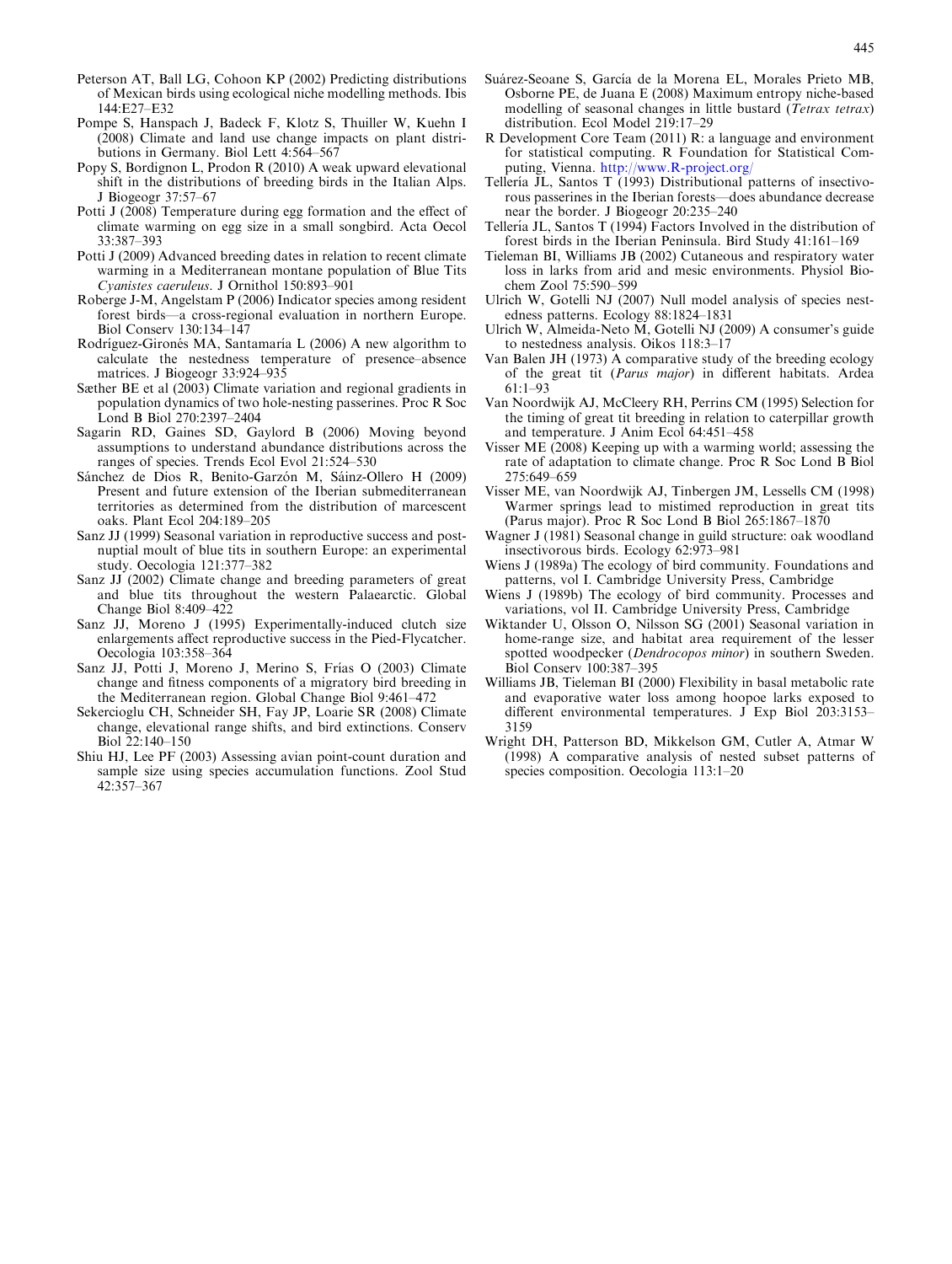Peterson AT, Ball LG, Cohoon KP (2002) Predicting distributions of Mexican birds using ecological niche modelling methods. Ibis 144:E27–E32

Pompe S, Hanspach J, Badeck F, Klotz S, Thuiller W, Kuehn I (2008) Climate and land use change impacts on plant distributions in Germany. Biol Lett 4:564–567

Popy S, Bordignon L, Prodon R (2010) A weak upward elevational shift in the distributions of breeding birds in the Italian Alps. J Biogeogr 37:57–67

Potti J (2008) Temperature during egg formation and the effect of climate warming on egg size in a small songbird. Acta Oecol 33:387–393

Potti J (2009) Advanced breeding dates in relation to recent climate warming in a Mediterranean montane population of Blue Tits *Cyanistes caeruleus*. J Ornithol 150:893–901

Roberge J-M, Angelstam P (2006) Indicator species among resident forest birds—a cross-regional evaluation in northern Europe. Biol Conserv 130:134–147

Rodríguez-Gironés MA, Santamaría L (2006) A new algorithm to calculate the nestedness temperature of presence–absence matrices. J Biogeogr 33:924–935

Sæther BE et al (2003) Climate variation and regional gradients in population dynamics of two hole-nesting passerines. Proc R Soc Lond B Biol 270:2397–2404

Sagarin RD, Gaines SD, Gaylord B (2006) Moving beyond assumptions to understand abundance distributions across the ranges of species. Trends Ecol Evol 21:524–530

Sánchez de Dios R, Benito-Garzón M, Sáinz-Ollero H (2009) Present and future extension of the Iberian submediterranean territories as determined from the distribution of marcescent oaks. Plant Ecol 204:189–205

Sanz JJ (1999) Seasonal variation in reproductive success and post-nuptial moult of blue tits in southern Europe: an experimental study. Oecologia 121:377–382

Sanz JJ (2002) Climate change and breeding parameters of great and blue tits throughout the western Palaearctic. Global Change Biol 8:409–422

Sanz JJ, Moreno J (1995) Experimentally-induced clutch size enlargements affect reproductive success in the Pied-Flycatcher. Oecologia 103:358–364

Sanz JJ, Potti J, Moreno J, Merino S, Frías O (2003) Climate change and fitness components of a migratory bird breeding in the Mediterranean region. Global Change Biol 9:461–472

Sekercioglu CH, Schneider SH, Fay JP, Loarie SR (2008) Climate change, elevational range shifts, and bird extinctions. Conserv Biol 22:140–150

Shiu HJ, Lee PF (2003) Assessing avian point-count duration and sample size using species accumulation functions. Zool Stud 42:357–367

Suárez-Seoane S, García de la Morena EL, Morales Prieto MB, Osborne PE, de Juana E (2008) Maximum entropy niche-based modelling of seasonal changes in little bustard (*Tetrax tetrax*) distribution. Ecol Model 219:17–29

R Development Core Team (2011) R: a language and environment for statistical computing. R Foundation for Statistical Computing, Vienna. http://www.R-project.org/

Tellería JL, Santos T (1993) Distributional patterns of insectivorous passerines in the Iberian forests—does abundance decrease near the border. J Biogeogr 20:235–240

Tellería JL, Santos T (1994) Factors Involved in the distribution of forest birds in the Iberian Peninsula. Bird Study 41:161–169

Tieleman BI, Williams JB (2002) Cutaneous and respiratory water loss in larks from arid and mesic environments. Physiol Biochem Zool 75:590–599

Ulrich W, Gotelli NJ (2007) Null model analysis of species nestedness patterns. Ecology 88:1824–1831

Ulrich W, Almeida-Neto M, Gotelli NJ (2009) A consumer's guide to nestedness analysis. Oikos 118:3–17

Van Balen JH (1973) A comparative study of the breeding ecology of the great tit (*Parus major*) in different habitats. Ardea 61:1–93

Van Noordwijk AJ, McCleery RH, Perrins CM (1995) Selection for the timing of great tit breeding in relation to caterpillar growth and temperature. J Anim Ecol 64:451–458

Visser ME (2008) Keeping up with a warming world; assessing the rate of adaptation to climate change. Proc R Soc Lond B Biol 275:649–659

Visser ME, van Noordwijk AJ, Tinbergen JM, Lessells CM (1998) Warmer springs lead to mistimed reproduction in great tits (Parus major). Proc R Soc Lond B Biol 265:1867–1870

Wagner J (1981) Seasonal change in guild structure: oak woodland insectivorous birds. Ecology 62:973–981

Wiens J (1989a) The ecology of bird community. Foundations and patterns, vol I. Cambridge University Press, Cambridge

Wiens J (1989b) The ecology of bird community. Processes and variations, vol II. Cambridge University Press, Cambridge

Wiktander U, Olsson O, Nilsson SG (2001) Seasonal variation in home-range size, and habitat area requirement of the lesser spotted woodpecker (*Dendrocopos minor*) in southern Sweden. Biol Conserv 100:387–395

Williams JB, Tieleman BI (2000) Flexibility in basal metabolic rate and evaporative water loss among hoopoe larks exposed to different environmental temperatures. J Exp Biol 203:3153–3159

Wright DH, Patterson BD, Mikkelson GM, Cutler A, Atmar W (1998) A comparative analysis of nested subset patterns of species composition. Oecologia 113:1–20